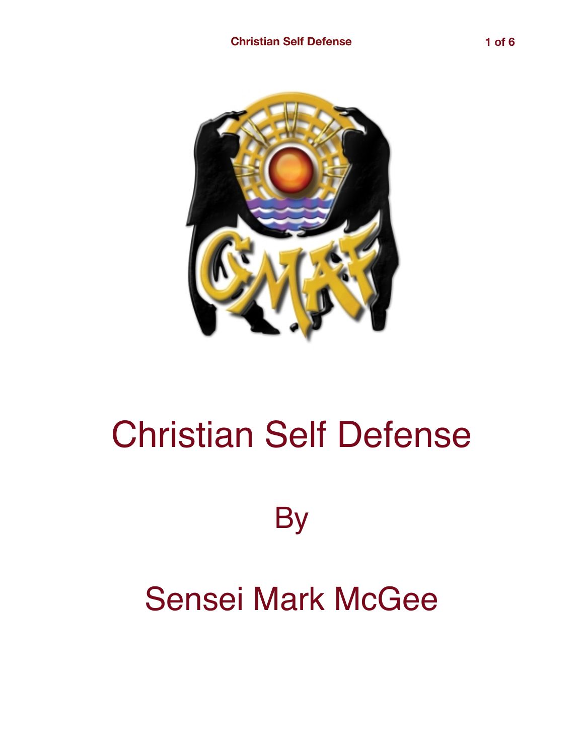# Christian Self Defense

By

Sensei Mark McGee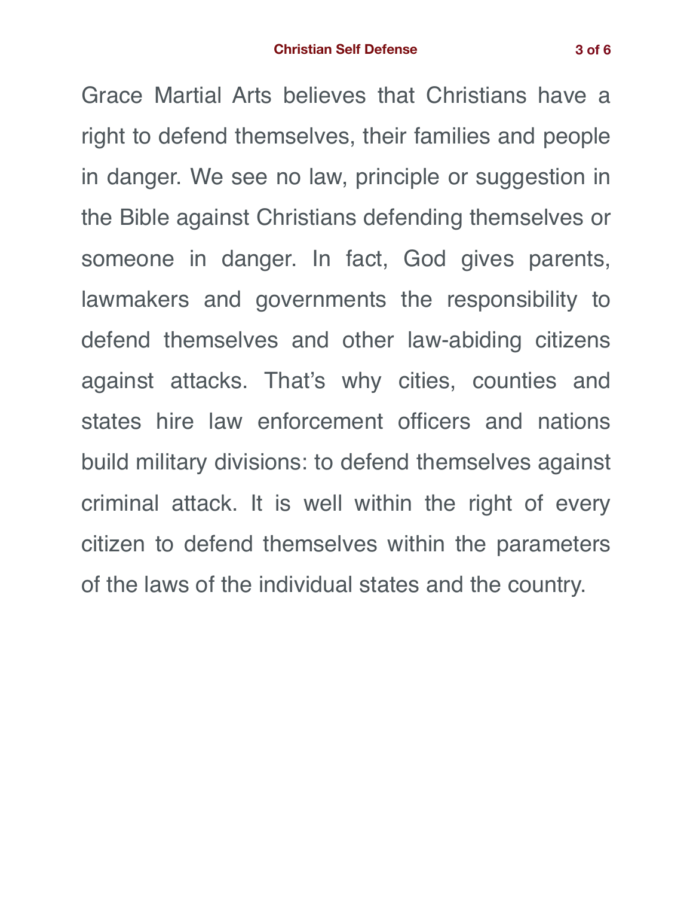Grace Martial Arts believes that Christians have a right to defend themselves, their families and people in danger. We see no law, principle or suggestion in the Bible against Christians defending themselves or someone in danger. In fact, God gives parents, lawmakers and governments the responsibility to defend themselves and other law-abiding citizens against attacks. That's why cities, counties and states hire law enforcement officers and nations build military divisions: to defend themselves against criminal attack. It is well within the right of every citizen to defend themselves within the parameters of the laws of the individual states and the country.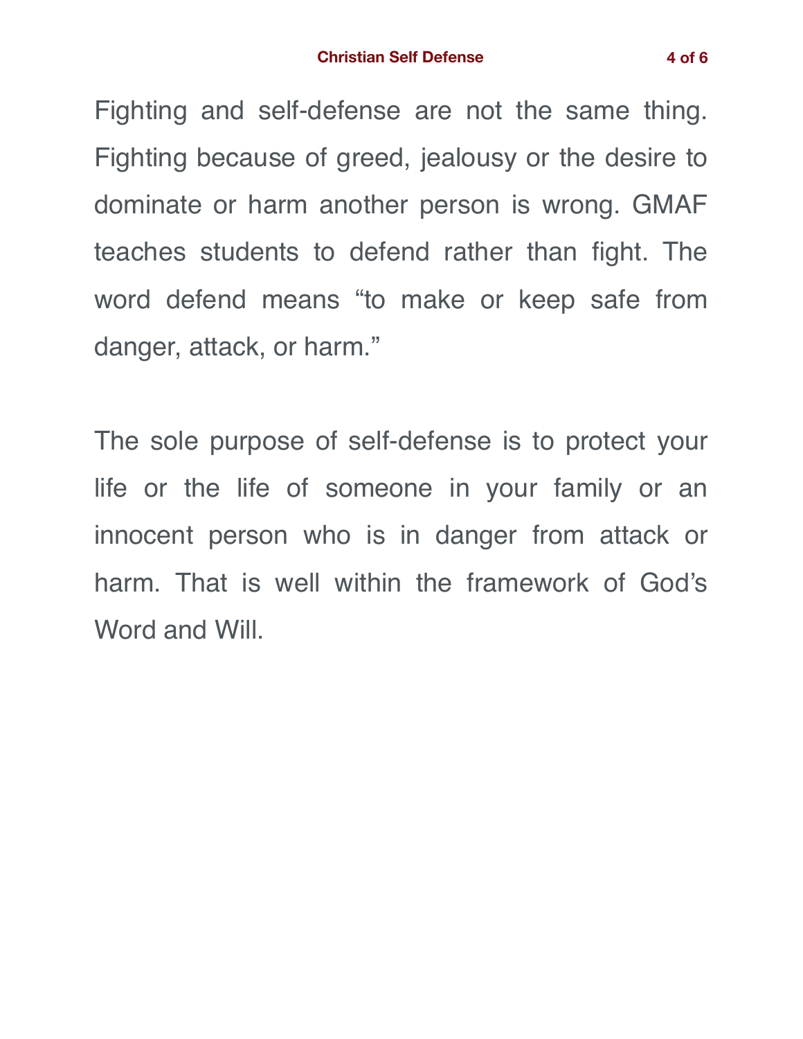Fighting and self-defense are not the same thing. Fighting because of greed, jealousy or the desire to dominate or harm another person is wrong. GMAF teaches students to defend rather than fight. The word defend means “to make or keep safe from danger, attack, or harm.”

The sole purpose of self-defense is to protect your life or the life of someone in your family or an innocent person who is in danger from attack or harm. That is well within the framework of God’s Word and Will.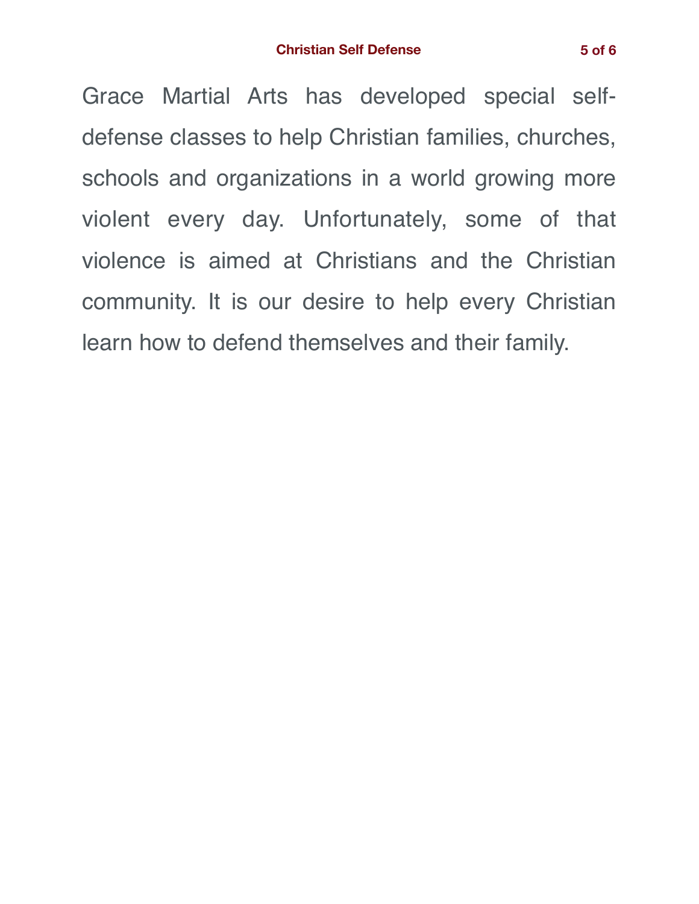Grace Martial Arts has developed special self-defense classes to help Christian families, churches, schools and organizations in a world growing more violent every day. Unfortunately, some of that violence is aimed at Christians and the Christian community. It is our desire to help every Christian learn how to defend themselves and their family.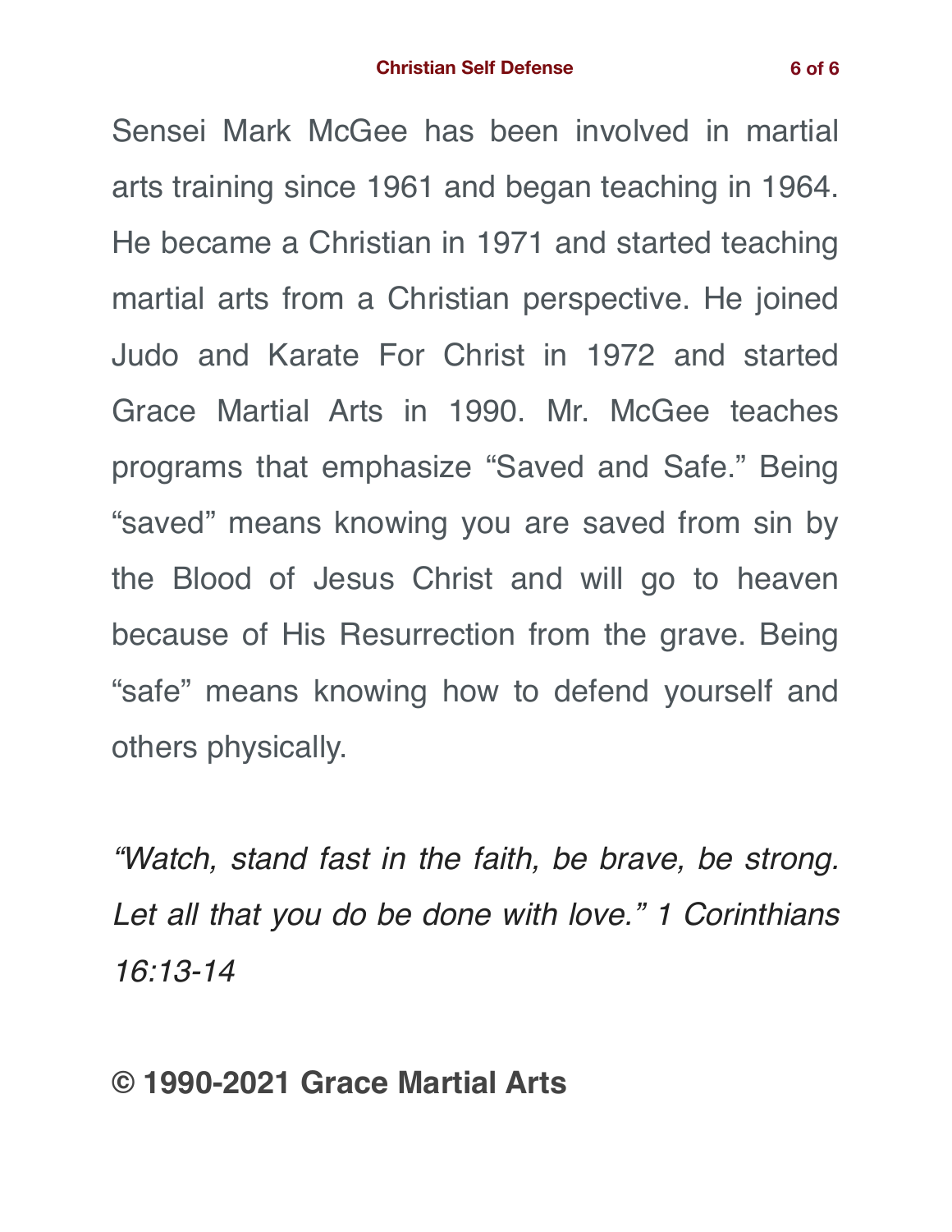Sensei Mark McGee has been involved in martial arts training since 1961 and began teaching in 1964. He became a Christian in 1971 and started teaching martial arts from a Christian perspective. He joined Judo and Karate For Christ in 1972 and started Grace Martial Arts in 1990. Mr. McGee teaches programs that emphasize "Saved and Safe." Being "saved" means knowing you are saved from sin by the Blood of Jesus Christ and will go to heaven because of His Resurrection from the grave. Being "safe" means knowing how to defend yourself and others physically.

*"Watch, stand fast in the faith, be brave, be strong. Let all that you do be done with love." 1 Corinthians 16:13-14*

**© 1990-2021 Grace Martial Arts**